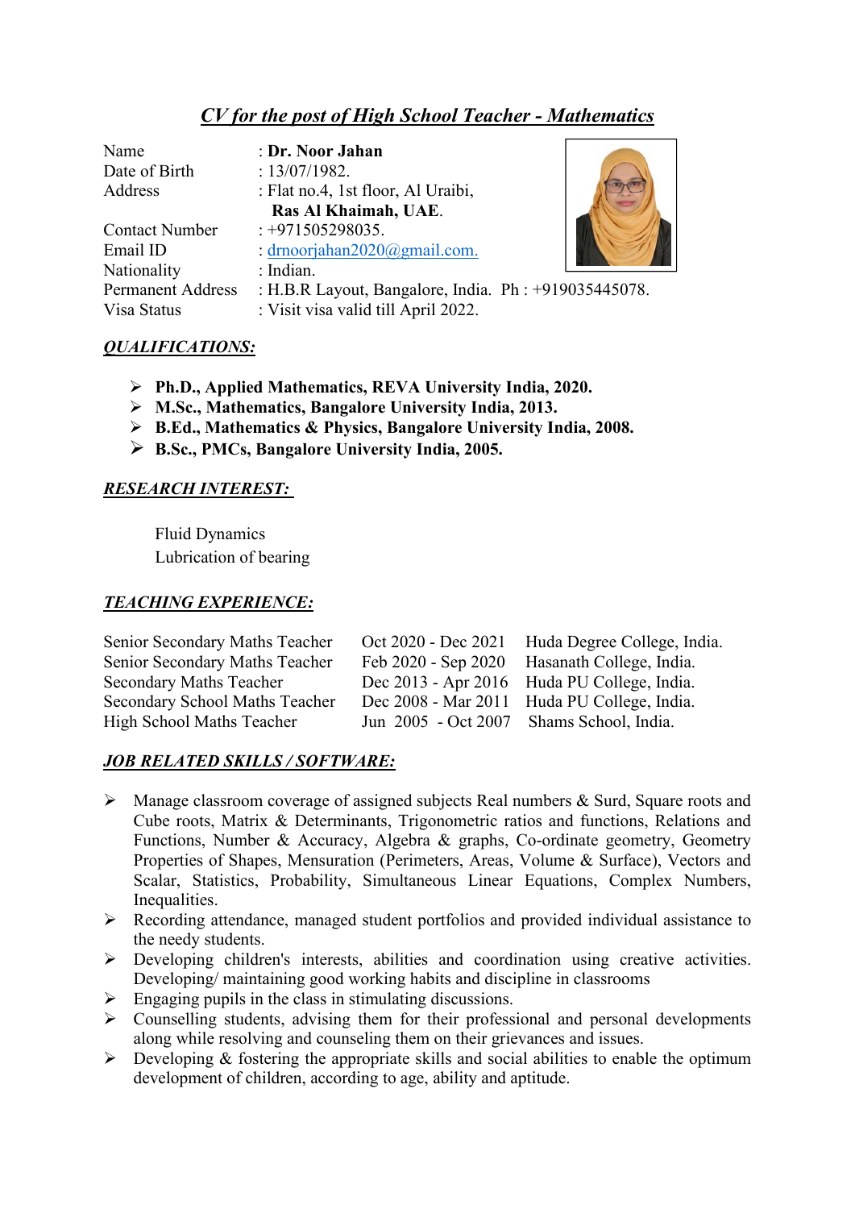## *CV for the post of High School Teacher - Mathematics*

| | |
|---|---|
| Name | : **Dr. Noor Jahan** |
| Date of Birth | : 13/07/1982. |
| Address | : Flat no.4, 1st floor, Al Uraibi, **Ras Al Khaimah, UAE**. |
| Contact Number | : +971505298035. |
| Email ID | : drnoorjahan2020@gmail.com. |
| Nationality | : Indian. |
| Permanent Address | : H.B.R Layout, Bangalore, India. Ph : +919035445078. |
| Visa Status | : Visit visa valid till April 2022. |

### *QUALIFICATIONS:*

- **Ph.D., Applied Mathematics, REVA University India, 2020.**
- **M.Sc., Mathematics, Bangalore University India, 2013.**
- **B.Ed., Mathematics & Physics, Bangalore University India, 2008.**
- **B.Sc., PMCs, Bangalore University India, 2005.**

### *RESEARCH INTEREST:*

Fluid Dynamics
Lubrication of bearing

### *TEACHING EXPERIENCE:*

| | | |
|---|---|---|
| Senior Secondary Maths Teacher | Oct 2020 - Dec 2021 | Huda Degree College, India. |
| Senior Secondary Maths Teacher | Feb 2020 - Sep 2020 | Hasanath College, India. |
| Secondary Maths Teacher | Dec 2013 - Apr 2016 | Huda PU College, India. |
| Secondary School Maths Teacher | Dec 2008 - Mar 2011 | Huda PU College, India. |
| High School Maths Teacher | Jun 2005 - Oct 2007 | Shams School, India. |

### *JOB RELATED SKILLS / SOFTWARE:*

- Manage classroom coverage of assigned subjects Real numbers & Surd, Square roots and Cube roots, Matrix & Determinants, Trigonometric ratios and functions, Relations and Functions, Number & Accuracy, Algebra & graphs, Co-ordinate geometry, Geometry Properties of Shapes, Mensuration (Perimeters, Areas, Volume & Surface), Vectors and Scalar, Statistics, Probability, Simultaneous Linear Equations, Complex Numbers, Inequalities.
- Recording attendance, managed student portfolios and provided individual assistance to the needy students.
- Developing children's interests, abilities and coordination using creative activities. Developing/ maintaining good working habits and discipline in classrooms
- Engaging pupils in the class in stimulating discussions.
- Counselling students, advising them for their professional and personal developments along while resolving and counseling them on their grievances and issues.
- Developing & fostering the appropriate skills and social abilities to enable the optimum development of children, according to age, ability and aptitude.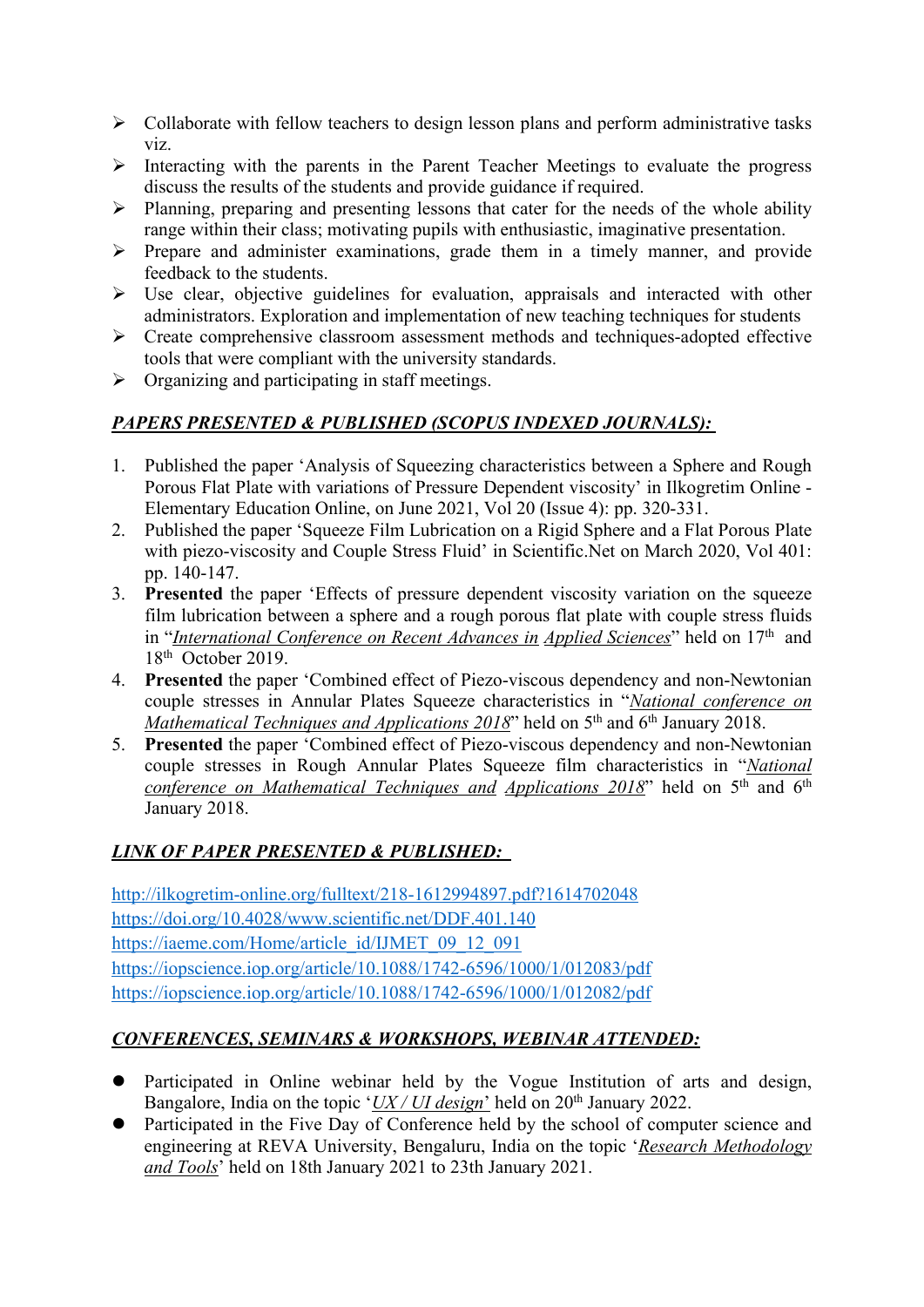- Collaborate with fellow teachers to design lesson plans and perform administrative tasks viz.
- Interacting with the parents in the Parent Teacher Meetings to evaluate the progress discuss the results of the students and provide guidance if required.
- Planning, preparing and presenting lessons that cater for the needs of the whole ability range within their class; motivating pupils with enthusiastic, imaginative presentation.
- Prepare and administer examinations, grade them in a timely manner, and provide feedback to the students.
- Use clear, objective guidelines for evaluation, appraisals and interacted with other administrators. Exploration and implementation of new teaching techniques for students
- Create comprehensive classroom assessment methods and techniques-adopted effective tools that were compliant with the university standards.
- Organizing and participating in staff meetings.

## *PAPERS PRESENTED & PUBLISHED (SCOPUS INDEXED JOURNALS):*

1. Published the paper 'Analysis of Squeezing characteristics between a Sphere and Rough Porous Flat Plate with variations of Pressure Dependent viscosity' in Ilkogretim Online - Elementary Education Online, on June 2021, Vol 20 (Issue 4): pp. 320-331.
2. Published the paper 'Squeeze Film Lubrication on a Rigid Sphere and a Flat Porous Plate with piezo-viscosity and Couple Stress Fluid' in Scientific.Net on March 2020, Vol 401: pp. 140-147.
3. **Presented** the paper 'Effects of pressure dependent viscosity variation on the squeeze film lubrication between a sphere and a rough porous flat plate with couple stress fluids in "*International Conference on Recent Advances in Applied Sciences*" held on 17th and 18th October 2019.
4. **Presented** the paper 'Combined effect of Piezo-viscous dependency and non-Newtonian couple stresses in Annular Plates Squeeze characteristics in "*National conference on Mathematical Techniques and Applications 2018*" held on 5th and 6th January 2018.
5. **Presented** the paper 'Combined effect of Piezo-viscous dependency and non-Newtonian couple stresses in Rough Annular Plates Squeeze film characteristics in "*National conference on Mathematical Techniques and Applications 2018*" held on 5th and 6th January 2018.

## *LINK OF PAPER PRESENTED & PUBLISHED:*

http://ilkogretim-online.org/fulltext/218-1612994897.pdf?1614702048
https://doi.org/10.4028/www.scientific.net/DDF.401.140
https://iaeme.com/Home/article_id/IJMET_09_12_091
https://iopscience.iop.org/article/10.1088/1742-6596/1000/1/012083/pdf
https://iopscience.iop.org/article/10.1088/1742-6596/1000/1/012082/pdf

## *CONFERENCES, SEMINARS & WORKSHOPS, WEBINAR ATTENDED:*

- Participated in Online webinar held by the Vogue Institution of arts and design, Bangalore, India on the topic '*UX / UI design*' held on 20th January 2022.
- Participated in the Five Day of Conference held by the school of computer science and engineering at REVA University, Bengaluru, India on the topic '*Research Methodology and Tools*' held on 18th January 2021 to 23th January 2021.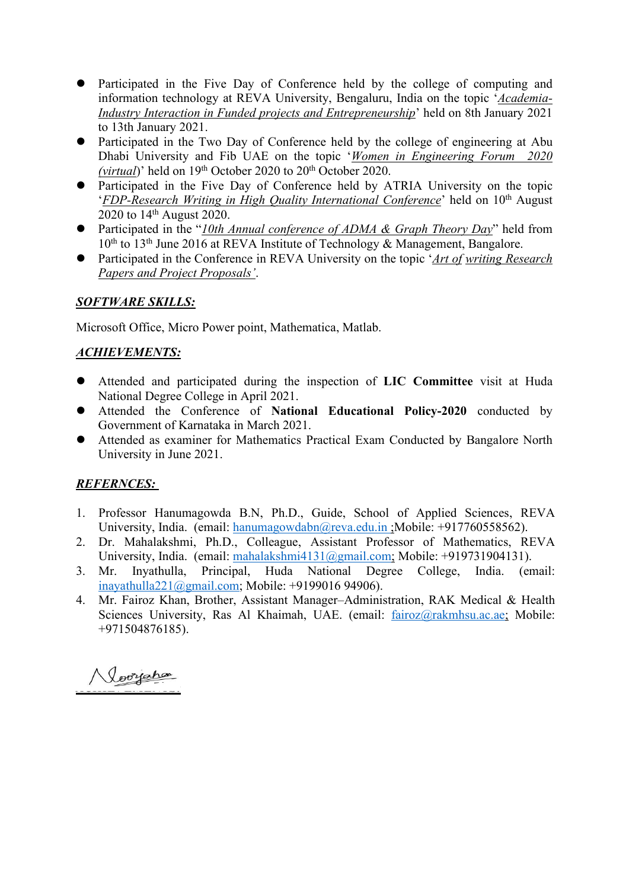- Participated in the Five Day of Conference held by the college of computing and information technology at REVA University, Bengaluru, India on the topic '*Academia-Industry Interaction in Funded projects and Entrepreneurship*' held on 8th January 2021 to 13th January 2021.
- Participated in the Two Day of Conference held by the college of engineering at Abu Dhabi University and Fib UAE on the topic '*Women in Engineering Forum 2020 (virtual)*' held on 19th October 2020 to 20th October 2020.
- Participated in the Five Day of Conference held by ATRIA University on the topic '*FDP-Research Writing in High Quality International Conference*' held on 10th August 2020 to 14th August 2020.
- Participated in the "*10th Annual conference of ADMA & Graph Theory Day*" held from 10th to 13th June 2016 at REVA Institute of Technology & Management, Bangalore.
- Participated in the Conference in REVA University on the topic '*Art of writing Research Papers and Project Proposals'*.

## *SOFTWARE SKILLS:*

Microsoft Office, Micro Power point, Mathematica, Matlab.

## *ACHIEVEMENTS:*

- Attended and participated during the inspection of **LIC Committee** visit at Huda National Degree College in April 2021.
- Attended the Conference of **National Educational Policy-2020** conducted by Government of Karnataka in March 2021.
- Attended as examiner for Mathematics Practical Exam Conducted by Bangalore North University in June 2021.

## *REFERNCES:*

1. Professor Hanumagowda B.N, Ph.D., Guide, School of Applied Sciences, REVA University, India. (email: hanumagowdabn@reva.edu.in ;Mobile: +917760558562).
2. Dr. Mahalakshmi, Ph.D., Colleague, Assistant Professor of Mathematics, REVA University, India. (email: mahalakshmi4131@gmail.com; Mobile: +919731904131).
3. Mr. Inyathulla, Principal, Huda National Degree College, India. (email: inayathulla221@gmail.com; Mobile: +9199016 94906).
4. Mr. Fairoz Khan, Brother, Assistant Manager–Administration, RAK Medical & Health Sciences University, Ras Al Khaimah, UAE. (email: fairoz@rakmhsu.ac.ae; Mobile: +971504876185).

Nooryahan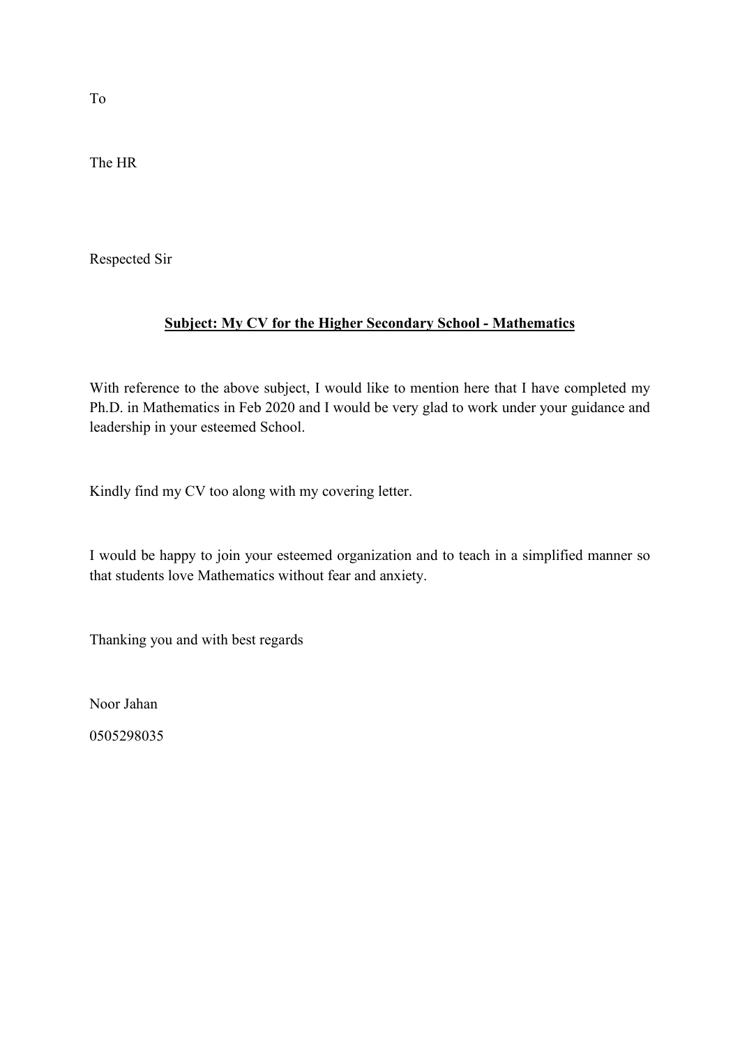To

The HR

Respected Sir

**Subject: My CV for the Higher Secondary School - Mathematics**

With reference to the above subject, I would like to mention here that I have completed my Ph.D. in Mathematics in Feb 2020 and I would be very glad to work under your guidance and leadership in your esteemed School.

Kindly find my CV too along with my covering letter.

I would be happy to join your esteemed organization and to teach in a simplified manner so that students love Mathematics without fear and anxiety.

Thanking you and with best regards

Noor Jahan

0505298035